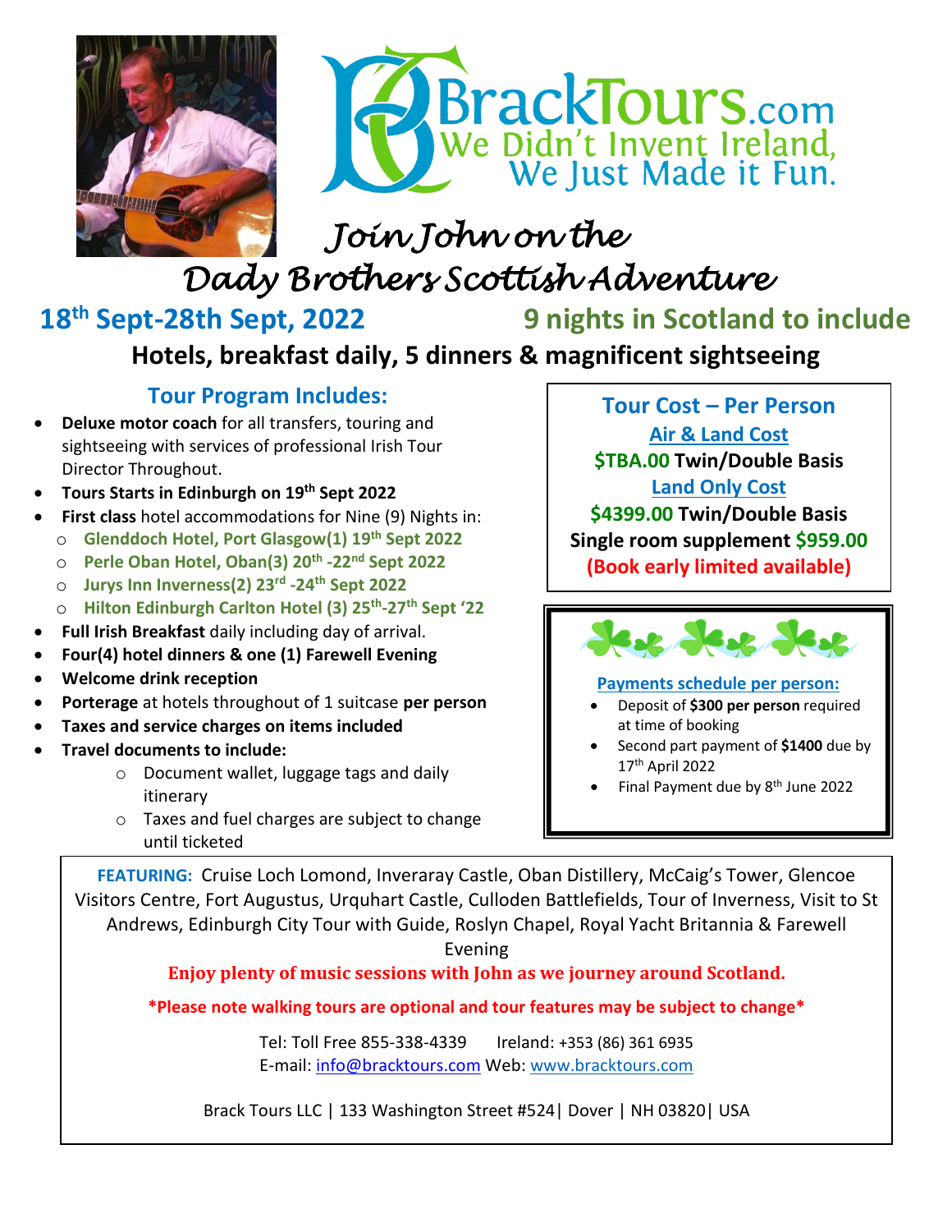# BrackTours.com

We Didn't Invent Ireland, We Just Made it Fun.

## *Join John on the Dady Brothers Scottish Adventure*

**18th Sept-28th Sept, 2022** **9 nights in Scotland to include**

**Hotels, breakfast daily, 5 dinners & magnificent sightseeing**

### Tour Program Includes:

- **Deluxe motor coach** for all transfers, touring and sightseeing with services of professional Irish Tour Director Throughout.
- **Tours Starts in Edinburgh on 19th Sept 2022**
- **First class** hotel accommodations for Nine (9) Nights in:
  - **Glenddoch Hotel, Port Glasgow(1) 19th Sept 2022**
  - **Perle Oban Hotel, Oban(3) 20th -22nd Sept 2022**
  - **Jurys Inn Inverness(2) 23rd -24th Sept 2022**
  - **Hilton Edinburgh Carlton Hotel (3) 25th-27th Sept '22**
- **Full Irish Breakfast** daily including day of arrival.
- **Four(4) hotel dinners & one (1) Farewell Evening**
- **Welcome drink reception**
- **Porterage** at hotels throughout of 1 suitcase **per person**
- **Taxes and service charges on items included**
- **Travel documents to include:**
  - Document wallet, luggage tags and daily itinerary
  - Taxes and fuel charges are subject to change until ticketed

### Tour Cost – Per Person

**Air & Land Cost**

**$TBA.00 Twin/Double Basis**

**Land Only Cost**

**$4399.00 Twin/Double Basis**

**Single room supplement $959.00**

**(Book early limited available)**

**Payments schedule per person:**

- Deposit of **$300 per person** required at time of booking
- Second part payment of **$1400** due by 17th April 2022
- Final Payment due by 8th June 2022

**FEATURING:** Cruise Loch Lomond, Inveraray Castle, Oban Distillery, McCaig's Tower, Glencoe Visitors Centre, Fort Augustus, Urquhart Castle, Culloden Battlefields, Tour of Inverness, Visit to St Andrews, Edinburgh City Tour with Guide, Roslyn Chapel, Royal Yacht Britannia & Farewell Evening

**Enjoy plenty of music sessions with John as we journey around Scotland.**

**\*Please note walking tours are optional and tour features may be subject to change\***

Tel: Toll Free 855-338-4339 Ireland: +353 (86) 361 6935

E-mail: info@bracktours.com Web: www.bracktours.com

Brack Tours LLC | 133 Washington Street #524| Dover | NH 03820| USA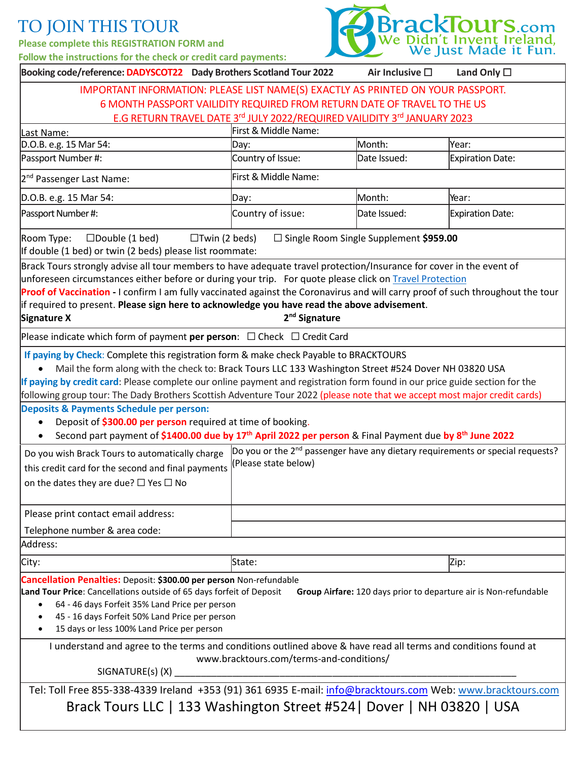# TO JOIN THIS TOUR

**Please complete this REGISTRATION FORM and Follow the instructions for the check or credit card payments:**

BrackTours.com
We Didn't Invent Ireland, We Just Made it Fun.

**Booking code/reference: DADYSCOT22 Dady Brothers Scotland Tour 2022** **Air Inclusive ☐** **Land Only ☐**

IMPORTANT INFORMATION: PLEASE LIST NAME(S) EXACTLY AS PRINTED ON YOUR PASSPORT.
6 MONTH PASSPORT VAILIDITY REQUIRED FROM RETURN DATE OF TRAVEL TO THE US
E.G RETURN TRAVEL DATE 3rd JULY 2022/REQUIRED VAILIDITY 3rd JANUARY 2023

| | | | |
|---|---|---|---|
| Last Name: | First & Middle Name: | | |
| D.O.B. e.g. 15 Mar 54: | Day: | Month: | Year: |
| Passport Number #: | Country of Issue: | Date Issued: | Expiration Date: |
| 2nd Passenger Last Name: | First & Middle Name: | | |
| D.O.B. e.g. 15 Mar 54: | Day: | Month: | Year: |
| Passport Number #: | Country of issue: | Date Issued: | Expiration Date: |

Room Type: ☐Double (1 bed) ☐Twin (2 beds) ☐ Single Room Single Supplement **$959.00**
If double (1 bed) or twin (2 beds) please list roommate:

Brack Tours strongly advise all tour members to have adequate travel protection/Insurance for cover in the event of unforeseen circumstances either before or during your trip. For quote please click on Travel Protection

**Proof of Vaccination -** I confirm I am fully vaccinated against the Coronavirus and will carry proof of such throughout the tour if required to present. **Please sign here to acknowledge you have read the above advisement**.

**Signature X** **2nd Signature**

Please indicate which form of payment **per person**: ☐ Check ☐ Credit Card

**If paying by Check**: Complete this registration form & make check Payable to BRACKTOURS

- Mail the form along with the check to: Brack Tours LLC 133 Washington Street #524 Dover NH 03820 USA

**If paying by credit card**: Please complete our online payment and registration form found in our price guide section for the following group tour: The Dady Brothers Scottish Adventure Tour 2022 (please note that we accept most major credit cards)

**Deposits & Payments Schedule per person:**

- Deposit of **$300.00 per person** required at time of booking.
- Second part payment of **$1400.00 due by 17th April 2022 per person** & Final Payment due **by 8th June 2022**

| | |
|---|---|
| Do you wish Brack Tours to automatically charge this credit card for the second and final payments on the dates they are due? ☐ Yes ☐ No | Do you or the 2nd passenger have any dietary requirements or special requests? (Please state below) |
| Please print contact email address: | |
| Telephone number & area code: | |

| | | |
|---|---|---|
| Address: | | |
| City: | State: | Zip: |

**Cancellation Penalties:** Deposit: **$300.00 per person** Non-refundable

**Land Tour Price**: Cancellations outside of 65 days forfeit of Deposit **Group Airfare:** 120 days prior to departure air is Non-refundable

- 64 - 46 days Forfeit 35% Land Price per person
- 45 - 16 days Forfeit 50% Land Price per person
- 15 days or less 100% Land Price per person

I understand and agree to the terms and conditions outlined above & have read all terms and conditions found at www.bracktours.com/terms-and-conditions/

SIGNATURE(s) (X) ____________________________________________

Tel: Toll Free 855-338-4339 Ireland +353 (91) 361 6935 E-mail: info@bracktours.com Web: www.bracktours.com

Brack Tours LLC | 133 Washington Street #524| Dover | NH 03820 | USA